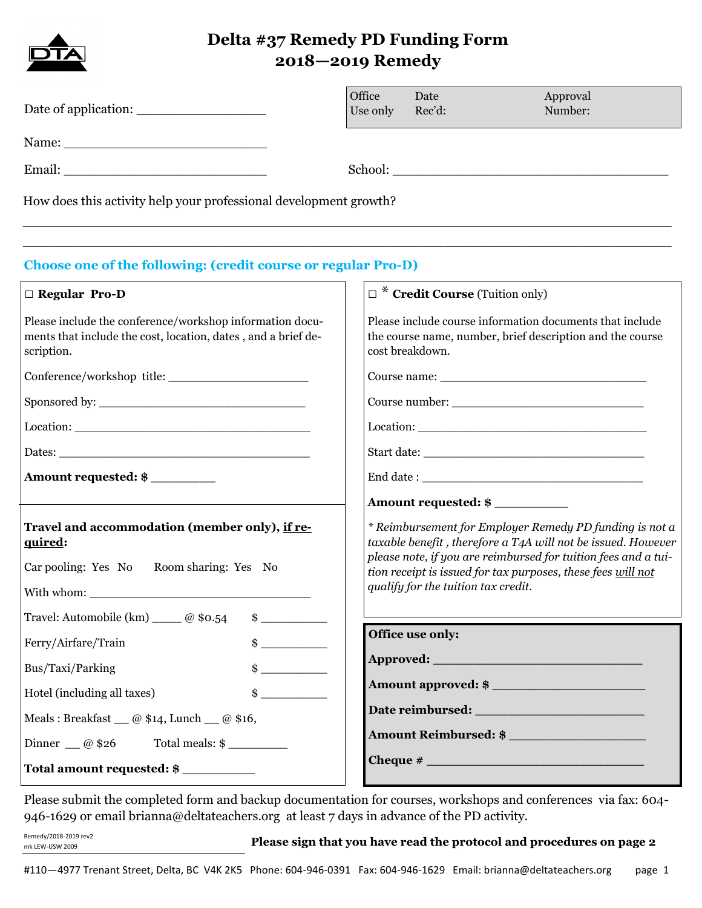# Delta #37 Remedy PD Funding Form
## 2018—2019 Remedy

Date of application: ________________

| Office Use only | Date Rec'd: | Approval Number: |
|---|---|---|

Name: ___________________________

Email: ___________________________

School: ____________________________________

How does this activity help your professional development growth?

______________________________________________________________________________

______________________________________________________________________________

**Choose one of the following: (credit course or regular Pro-D)**

☐ **Regular Pro-D**

Please include the conference/workshop information documents that include the cost, location, dates , and a brief description.

Conference/workshop title: ___________________

Sponsored by: ______________________________

Location: __________________________________

Dates: ____________________________________

**Amount requested: $** _________

**Travel and accommodation (member only), <u>if required</u>:**

Car pooling: Yes No  Room sharing: Yes No

With whom: ________________________________

Travel: Automobile (km) _____ @ $0.54  $ __________

Ferry/Airfare/Train  $ __________

Bus/Taxi/Parking  $ __________

Hotel (including all taxes)  $ __________

Meals : Breakfast __ @ $14, Lunch __ @ $16,

Dinner __ @ $26  Total meals: $ _________

**Total amount requested: $** __________

☐ * **Credit Course** (Tuition only)

Please include course information documents that include the course name, number, brief description and the course cost breakdown.

Course name: _______________________________

Course number: _____________________________

Location: __________________________________

Start date: _________________________________

End date : _________________________________

**Amount requested: $** __________

*\* Reimbursement for Employer Remedy PD funding is not a taxable benefit , therefore a T4A will not be issued. However please note, if you are reimbursed for tuition fees and a tuition receipt is issued for tax purposes, these fees <u>will not</u> qualify for the tuition tax credit.*

**Office use only:**

**Approved:** ___________________________

**Amount approved: $** ___________________

**Date reimbursed:** _______________________

**Amount Reimbursed: $** _________________

**Cheque #** ____________________________

Please submit the completed form and backup documentation for courses, workshops and conferences via fax: 604-946-1629 or email brianna@deltateachers.org at least 7 days in advance of the PD activity.

Remedy/2018-2019 rev2
mk LEW-USW 2009

**Please sign that you have read the protocol and procedures on page 2**

#110—4977 Trenant Street, Delta, BC V4K 2K5 Phone: 604-946-0391 Fax: 604-946-1629 Email: brianna@deltateachers.org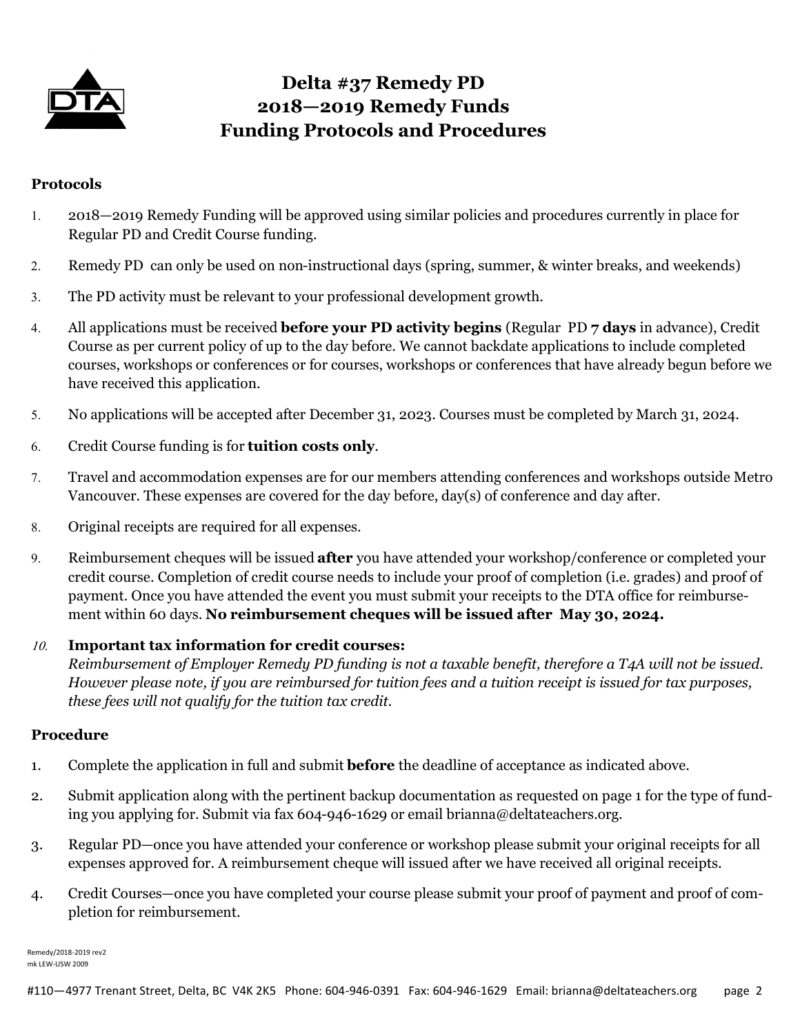# Delta #37 Remedy PD
# 2018—2019 Remedy Funds
# Funding Protocols and Procedures

## Protocols

1. 2018—2019 Remedy Funding will be approved using similar policies and procedures currently in place for Regular PD and Credit Course funding.
2. Remedy PD can only be used on non-instructional days (spring, summer, & winter breaks, and weekends)
3. The PD activity must be relevant to your professional development growth.
4. All applications must be received **before your PD activity begins** (Regular PD **7 days** in advance), Credit Course as per current policy of up to the day before. We cannot backdate applications to include completed courses, workshops or conferences or for courses, workshops or conferences that have already begun before we have received this application.
5. No applications will be accepted after December 31, 2023. Courses must be completed by March 31, 2024.
6. Credit Course funding is for **tuition costs only**.
7. Travel and accommodation expenses are for our members attending conferences and workshops outside Metro Vancouver. These expenses are covered for the day before, day(s) of conference and day after.
8. Original receipts are required for all expenses.
9. Reimbursement cheques will be issued **after** you have attended your workshop/conference or completed your credit course. Completion of credit course needs to include your proof of completion (i.e. grades) and proof of payment. Once you have attended the event you must submit your receipts to the DTA office for reimbursement within 60 days. **No reimbursement cheques will be issued after May 30, 2024.**
10. **Important tax information for credit courses:**
    *Reimbursement of Employer Remedy PD funding is not a taxable benefit, therefore a T4A will not be issued. However please note, if you are reimbursed for tuition fees and a tuition receipt is issued for tax purposes, these fees will not qualify for the tuition tax credit.*

## Procedure

1. Complete the application in full and submit **before** the deadline of acceptance as indicated above.
2. Submit application along with the pertinent backup documentation as requested on page 1 for the type of funding you applying for. Submit via fax 604-946-1629 or email brianna@deltateachers.org.
3. Regular PD—once you have attended your conference or workshop please submit your original receipts for all expenses approved for. A reimbursement cheque will issued after we have received all original receipts.
4. Credit Courses—once you have completed your course please submit your proof of payment and proof of completion for reimbursement.

Remedy/2018-2019 rev2
mk LEW-USW 2009

#110—4977 Trenant Street, Delta, BC V4K 2K5 Phone: 604-946-0391 Fax: 604-946-1629 Email: brianna@deltateachers.org